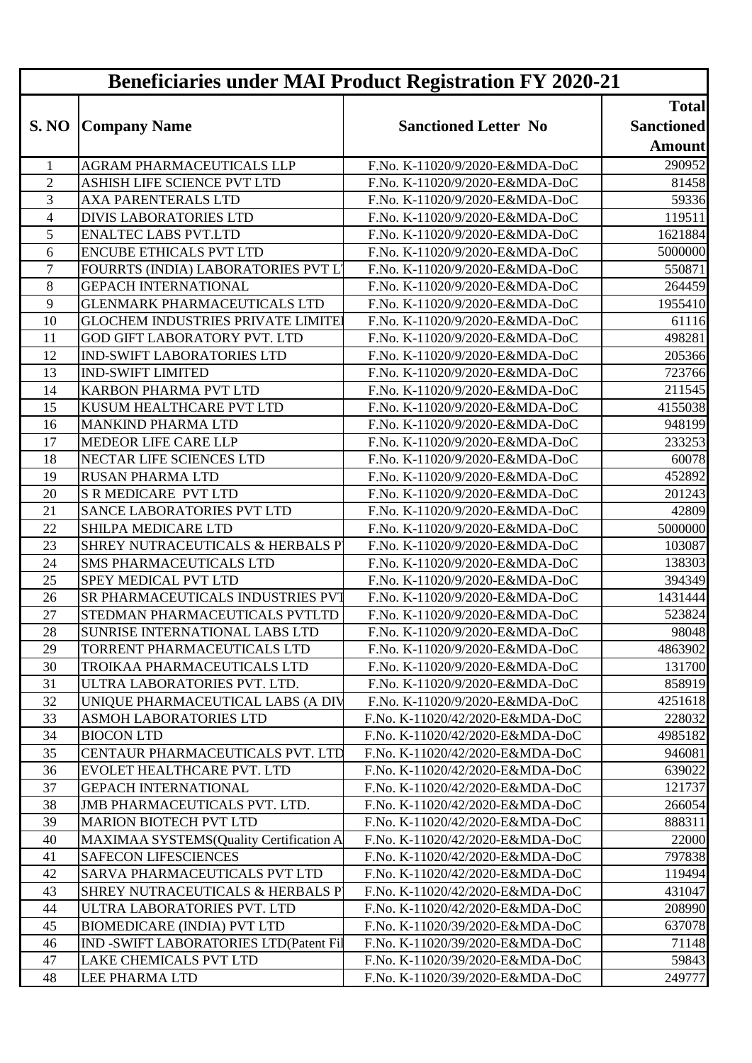# Beneficiaries under MAI Product Registration FY 2020-21

| S. NO | Company Name | Sanctioned Letter No | Total Sanctioned Amount |
|---|---|---|---|
| 1 | AGRAM PHARMACEUTICALS LLP | F.No. K-11020/9/2020-E&MDA-DoC | 290952 |
| 2 | ASHISH LIFE SCIENCE PVT LTD | F.No. K-11020/9/2020-E&MDA-DoC | 81458 |
| 3 | AXA PARENTERALS LTD | F.No. K-11020/9/2020-E&MDA-DoC | 59336 |
| 4 | DIVIS LABORATORIES LTD | F.No. K-11020/9/2020-E&MDA-DoC | 119511 |
| 5 | ENALTEC LABS PVT.LTD | F.No. K-11020/9/2020-E&MDA-DoC | 1621884 |
| 6 | ENCUBE ETHICALS PVT LTD | F.No. K-11020/9/2020-E&MDA-DoC | 5000000 |
| 7 | FOURRTS (INDIA) LABORATORIES PVT L | F.No. K-11020/9/2020-E&MDA-DoC | 550871 |
| 8 | GEPACH INTERNATIONAL | F.No. K-11020/9/2020-E&MDA-DoC | 264459 |
| 9 | GLENMARK PHARMACEUTICALS LTD | F.No. K-11020/9/2020-E&MDA-DoC | 1955410 |
| 10 | GLOCHEM INDUSTRIES PRIVATE LIMITE | F.No. K-11020/9/2020-E&MDA-DoC | 61116 |
| 11 | GOD GIFT LABORATORY PVT. LTD | F.No. K-11020/9/2020-E&MDA-DoC | 498281 |
| 12 | IND-SWIFT LABORATORIES LTD | F.No. K-11020/9/2020-E&MDA-DoC | 205366 |
| 13 | IND-SWIFT LIMITED | F.No. K-11020/9/2020-E&MDA-DoC | 723766 |
| 14 | KARBON PHARMA PVT LTD | F.No. K-11020/9/2020-E&MDA-DoC | 211545 |
| 15 | KUSUM HEALTHCARE PVT LTD | F.No. K-11020/9/2020-E&MDA-DoC | 4155038 |
| 16 | MANKIND PHARMA LTD | F.No. K-11020/9/2020-E&MDA-DoC | 948199 |
| 17 | MEDEOR LIFE CARE LLP | F.No. K-11020/9/2020-E&MDA-DoC | 233253 |
| 18 | NECTAR LIFE SCIENCES LTD | F.No. K-11020/9/2020-E&MDA-DoC | 60078 |
| 19 | RUSAN PHARMA LTD | F.No. K-11020/9/2020-E&MDA-DoC | 452892 |
| 20 | S R MEDICARE PVT LTD | F.No. K-11020/9/2020-E&MDA-DoC | 201243 |
| 21 | SANCE LABORATORIES PVT LTD | F.No. K-11020/9/2020-E&MDA-DoC | 42809 |
| 22 | SHILPA MEDICARE LTD | F.No. K-11020/9/2020-E&MDA-DoC | 5000000 |
| 23 | SHREY NUTRACEUTICALS & HERBALS P | F.No. K-11020/9/2020-E&MDA-DoC | 103087 |
| 24 | SMS PHARMACEUTICALS LTD | F.No. K-11020/9/2020-E&MDA-DoC | 138303 |
| 25 | SPEY MEDICAL PVT LTD | F.No. K-11020/9/2020-E&MDA-DoC | 394349 |
| 26 | SR PHARMACEUTICALS INDUSTRIES PVT | F.No. K-11020/9/2020-E&MDA-DoC | 1431444 |
| 27 | STEDMAN PHARMACEUTICALS PVTLTD | F.No. K-11020/9/2020-E&MDA-DoC | 523824 |
| 28 | SUNRISE INTERNATIONAL LABS LTD | F.No. K-11020/9/2020-E&MDA-DoC | 98048 |
| 29 | TORRENT PHARMACEUTICALS LTD | F.No. K-11020/9/2020-E&MDA-DoC | 4863902 |
| 30 | TROIKAA PHARMACEUTICALS LTD | F.No. K-11020/9/2020-E&MDA-DoC | 131700 |
| 31 | ULTRA LABORATORIES PVT. LTD. | F.No. K-11020/9/2020-E&MDA-DoC | 858919 |
| 32 | UNIQUE PHARMACEUTICAL LABS (A DIV | F.No. K-11020/9/2020-E&MDA-DoC | 4251618 |
| 33 | ASMOH LABORATORIES LTD | F.No. K-11020/42/2020-E&MDA-DoC | 228032 |
| 34 | BIOCON LTD | F.No. K-11020/42/2020-E&MDA-DoC | 4985182 |
| 35 | CENTAUR PHARMACEUTICALS PVT. LTD | F.No. K-11020/42/2020-E&MDA-DoC | 946081 |
| 36 | EVOLET HEALTHCARE PVT. LTD | F.No. K-11020/42/2020-E&MDA-DoC | 639022 |
| 37 | GEPACH INTERNATIONAL | F.No. K-11020/42/2020-E&MDA-DoC | 121737 |
| 38 | JMB PHARMACEUTICALS PVT. LTD. | F.No. K-11020/42/2020-E&MDA-DoC | 266054 |
| 39 | MARION BIOTECH PVT LTD | F.No. K-11020/42/2020-E&MDA-DoC | 888311 |
| 40 | MAXIMAA SYSTEMS(Quality Certification A | F.No. K-11020/42/2020-E&MDA-DoC | 22000 |
| 41 | SAFECON LIFESCIENCES | F.No. K-11020/42/2020-E&MDA-DoC | 797838 |
| 42 | SARVA PHARMACEUTICALS PVT LTD | F.No. K-11020/42/2020-E&MDA-DoC | 119494 |
| 43 | SHREY NUTRACEUTICALS & HERBALS P | F.No. K-11020/42/2020-E&MDA-DoC | 431047 |
| 44 | ULTRA LABORATORIES PVT. LTD | F.No. K-11020/42/2020-E&MDA-DoC | 208990 |
| 45 | BIOMEDICARE (INDIA) PVT LTD | F.No. K-11020/39/2020-E&MDA-DoC | 637078 |
| 46 | IND -SWIFT LABORATORIES LTD(Patent Fil | F.No. K-11020/39/2020-E&MDA-DoC | 71148 |
| 47 | LAKE CHEMICALS PVT LTD | F.No. K-11020/39/2020-E&MDA-DoC | 59843 |
| 48 | LEE PHARMA LTD | F.No. K-11020/39/2020-E&MDA-DoC | 249777 |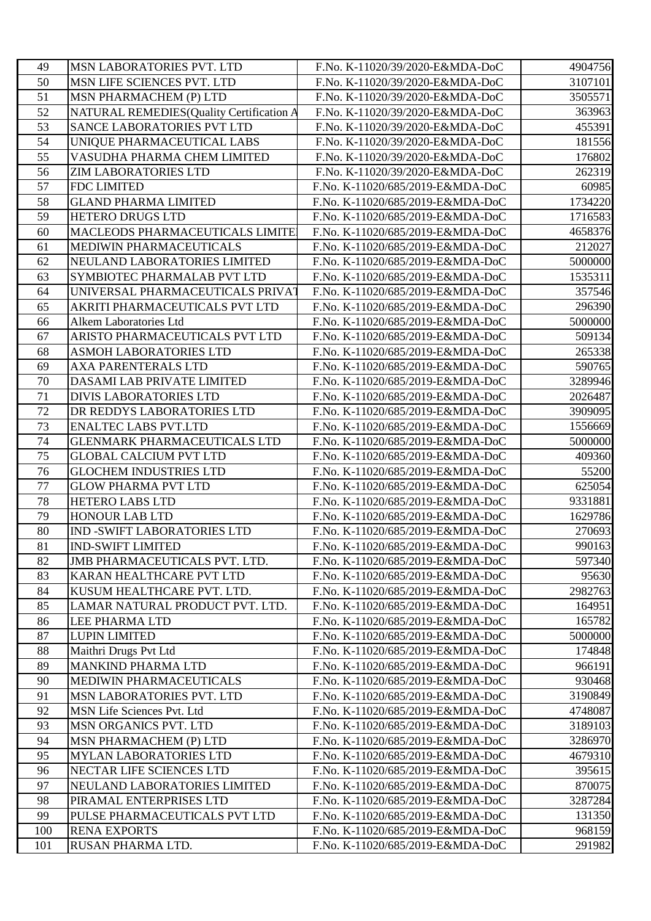| 49 | MSN LABORATORIES PVT. LTD | F.No. K-11020/39/2020-E&MDA-DoC | 4904756 |
|---|---|---|---|
| 50 | MSN LIFE SCIENCES PVT. LTD | F.No. K-11020/39/2020-E&MDA-DoC | 3107101 |
| 51 | MSN PHARMACHEM (P) LTD | F.No. K-11020/39/2020-E&MDA-DoC | 3505571 |
| 52 | NATURAL REMEDIES(Quality Certification A | F.No. K-11020/39/2020-E&MDA-DoC | 363963 |
| 53 | SANCE LABORATORIES PVT LTD | F.No. K-11020/39/2020-E&MDA-DoC | 455391 |
| 54 | UNIQUE PHARMACEUTICAL LABS | F.No. K-11020/39/2020-E&MDA-DoC | 181556 |
| 55 | VASUDHA PHARMA CHEM LIMITED | F.No. K-11020/39/2020-E&MDA-DoC | 176802 |
| 56 | ZIM LABORATORIES LTD | F.No. K-11020/39/2020-E&MDA-DoC | 262319 |
| 57 | FDC LIMITED | F.No. K-11020/685/2019-E&MDA-DoC | 60985 |
| 58 | GLAND PHARMA LIMITED | F.No. K-11020/685/2019-E&MDA-DoC | 1734220 |
| 59 | HETERO DRUGS LTD | F.No. K-11020/685/2019-E&MDA-DoC | 1716583 |
| 60 | MACLEODS PHARMACEUTICALS LIMITE | F.No. K-11020/685/2019-E&MDA-DoC | 4658376 |
| 61 | MEDIWIN PHARMACEUTICALS | F.No. K-11020/685/2019-E&MDA-DoC | 212027 |
| 62 | NEULAND LABORATORIES LIMITED | F.No. K-11020/685/2019-E&MDA-DoC | 5000000 |
| 63 | SYMBIOTEC PHARMALAB PVT LTD | F.No. K-11020/685/2019-E&MDA-DoC | 1535311 |
| 64 | UNIVERSAL PHARMACEUTICALS PRIVAT | F.No. K-11020/685/2019-E&MDA-DoC | 357546 |
| 65 | AKRITI PHARMACEUTICALS PVT LTD | F.No. K-11020/685/2019-E&MDA-DoC | 296390 |
| 66 | Alkem Laboratories Ltd | F.No. K-11020/685/2019-E&MDA-DoC | 5000000 |
| 67 | ARISTO PHARMACEUTICALS PVT LTD | F.No. K-11020/685/2019-E&MDA-DoC | 509134 |
| 68 | ASMOH LABORATORIES LTD | F.No. K-11020/685/2019-E&MDA-DoC | 265338 |
| 69 | AXA PARENTERALS LTD | F.No. K-11020/685/2019-E&MDA-DoC | 590765 |
| 70 | DASAMI LAB PRIVATE LIMITED | F.No. K-11020/685/2019-E&MDA-DoC | 3289946 |
| 71 | DIVIS LABORATORIES LTD | F.No. K-11020/685/2019-E&MDA-DoC | 2026487 |
| 72 | DR REDDYS LABORATORIES LTD | F.No. K-11020/685/2019-E&MDA-DoC | 3909095 |
| 73 | ENALTEC LABS PVT.LTD | F.No. K-11020/685/2019-E&MDA-DoC | 1556669 |
| 74 | GLENMARK PHARMACEUTICALS LTD | F.No. K-11020/685/2019-E&MDA-DoC | 5000000 |
| 75 | GLOBAL CALCIUM PVT LTD | F.No. K-11020/685/2019-E&MDA-DoC | 409360 |
| 76 | GLOCHEM INDUSTRIES LTD | F.No. K-11020/685/2019-E&MDA-DoC | 55200 |
| 77 | GLOW PHARMA PVT LTD | F.No. K-11020/685/2019-E&MDA-DoC | 625054 |
| 78 | HETERO LABS LTD | F.No. K-11020/685/2019-E&MDA-DoC | 9331881 |
| 79 | HONOUR LAB LTD | F.No. K-11020/685/2019-E&MDA-DoC | 1629786 |
| 80 | IND -SWIFT LABORATORIES LTD | F.No. K-11020/685/2019-E&MDA-DoC | 270693 |
| 81 | IND-SWIFT LIMITED | F.No. K-11020/685/2019-E&MDA-DoC | 990163 |
| 82 | JMB PHARMACEUTICALS PVT. LTD. | F.No. K-11020/685/2019-E&MDA-DoC | 597340 |
| 83 | KARAN HEALTHCARE PVT LTD | F.No. K-11020/685/2019-E&MDA-DoC | 95630 |
| 84 | KUSUM HEALTHCARE PVT. LTD. | F.No. K-11020/685/2019-E&MDA-DoC | 2982763 |
| 85 | LAMAR NATURAL PRODUCT PVT. LTD. | F.No. K-11020/685/2019-E&MDA-DoC | 164951 |
| 86 | LEE PHARMA LTD | F.No. K-11020/685/2019-E&MDA-DoC | 165782 |
| 87 | LUPIN LIMITED | F.No. K-11020/685/2019-E&MDA-DoC | 5000000 |
| 88 | Maithri Drugs Pvt Ltd | F.No. K-11020/685/2019-E&MDA-DoC | 174848 |
| 89 | MANKIND PHARMA LTD | F.No. K-11020/685/2019-E&MDA-DoC | 966191 |
| 90 | MEDIWIN PHARMACEUTICALS | F.No. K-11020/685/2019-E&MDA-DoC | 930468 |
| 91 | MSN LABORATORIES PVT. LTD | F.No. K-11020/685/2019-E&MDA-DoC | 3190849 |
| 92 | MSN Life Sciences Pvt. Ltd | F.No. K-11020/685/2019-E&MDA-DoC | 4748087 |
| 93 | MSN ORGANICS PVT. LTD | F.No. K-11020/685/2019-E&MDA-DoC | 3189103 |
| 94 | MSN PHARMACHEM (P) LTD | F.No. K-11020/685/2019-E&MDA-DoC | 3286970 |
| 95 | MYLAN LABORATORIES LTD | F.No. K-11020/685/2019-E&MDA-DoC | 4679310 |
| 96 | NECTAR LIFE SCIENCES LTD | F.No. K-11020/685/2019-E&MDA-DoC | 395615 |
| 97 | NEULAND LABORATORIES LIMITED | F.No. K-11020/685/2019-E&MDA-DoC | 870075 |
| 98 | PIRAMAL ENTERPRISES LTD | F.No. K-11020/685/2019-E&MDA-DoC | 3287284 |
| 99 | PULSE PHARMACEUTICALS PVT LTD | F.No. K-11020/685/2019-E&MDA-DoC | 131350 |
| 100 | RENA EXPORTS | F.No. K-11020/685/2019-E&MDA-DoC | 968159 |
| 101 | RUSAN PHARMA LTD. | F.No. K-11020/685/2019-E&MDA-DoC | 291982 |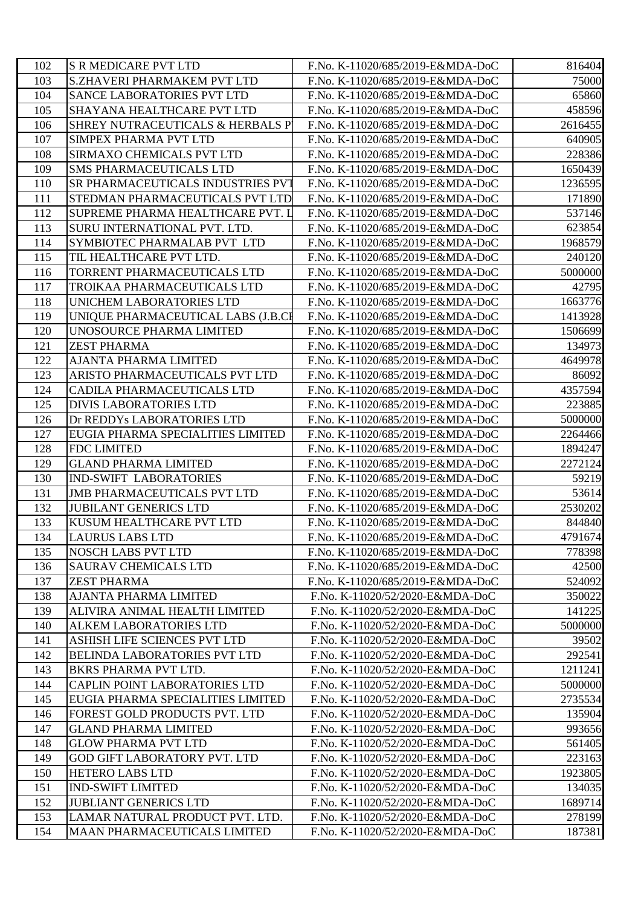| 102 | S R MEDICARE PVT LTD | F.No. K-11020/685/2019-E&MDA-DoC | 816404 |
|---|---|---|---|
| 103 | S.ZHAVERI PHARMAKEM PVT LTD | F.No. K-11020/685/2019-E&MDA-DoC | 75000 |
| 104 | SANCE LABORATORIES PVT LTD | F.No. K-11020/685/2019-E&MDA-DoC | 65860 |
| 105 | SHAYANA HEALTHCARE PVT LTD | F.No. K-11020/685/2019-E&MDA-DoC | 458596 |
| 106 | SHREY NUTRACEUTICALS & HERBALS P | F.No. K-11020/685/2019-E&MDA-DoC | 2616455 |
| 107 | SIMPEX PHARMA PVT LTD | F.No. K-11020/685/2019-E&MDA-DoC | 640905 |
| 108 | SIRMAXO CHEMICALS PVT LTD | F.No. K-11020/685/2019-E&MDA-DoC | 228386 |
| 109 | SMS PHARMACEUTICALS LTD | F.No. K-11020/685/2019-E&MDA-DoC | 1650439 |
| 110 | SR PHARMACEUTICALS INDUSTRIES PVT | F.No. K-11020/685/2019-E&MDA-DoC | 1236595 |
| 111 | STEDMAN PHARMACEUTICALS PVT LTD | F.No. K-11020/685/2019-E&MDA-DoC | 171890 |
| 112 | SUPREME PHARMA HEALTHCARE PVT. L | F.No. K-11020/685/2019-E&MDA-DoC | 537146 |
| 113 | SURU INTERNATIONAL PVT. LTD. | F.No. K-11020/685/2019-E&MDA-DoC | 623854 |
| 114 | SYMBIOTEC PHARMALAB PVT LTD | F.No. K-11020/685/2019-E&MDA-DoC | 1968579 |
| 115 | TIL HEALTHCARE PVT LTD. | F.No. K-11020/685/2019-E&MDA-DoC | 240120 |
| 116 | TORRENT PHARMACEUTICALS LTD | F.No. K-11020/685/2019-E&MDA-DoC | 5000000 |
| 117 | TROIKAA PHARMACEUTICALS LTD | F.No. K-11020/685/2019-E&MDA-DoC | 42795 |
| 118 | UNICHEM LABORATORIES LTD | F.No. K-11020/685/2019-E&MDA-DoC | 1663776 |
| 119 | UNIQUE PHARMACEUTICAL LABS (J.B.CH | F.No. K-11020/685/2019-E&MDA-DoC | 1413928 |
| 120 | UNOSOURCE PHARMA LIMITED | F.No. K-11020/685/2019-E&MDA-DoC | 1506699 |
| 121 | ZEST PHARMA | F.No. K-11020/685/2019-E&MDA-DoC | 134973 |
| 122 | AJANTA PHARMA LIMITED | F.No. K-11020/685/2019-E&MDA-DoC | 4649978 |
| 123 | ARISTO PHARMACEUTICALS PVT LTD | F.No. K-11020/685/2019-E&MDA-DoC | 86092 |
| 124 | CADILA PHARMACEUTICALS LTD | F.No. K-11020/685/2019-E&MDA-DoC | 4357594 |
| 125 | DIVIS LABORATORIES LTD | F.No. K-11020/685/2019-E&MDA-DoC | 223885 |
| 126 | Dr REDDYs LABORATORIES LTD | F.No. K-11020/685/2019-E&MDA-DoC | 5000000 |
| 127 | EUGIA PHARMA SPECIALITIES LIMITED | F.No. K-11020/685/2019-E&MDA-DoC | 2264466 |
| 128 | FDC LIMITED | F.No. K-11020/685/2019-E&MDA-DoC | 1894247 |
| 129 | GLAND PHARMA LIMITED | F.No. K-11020/685/2019-E&MDA-DoC | 2272124 |
| 130 | IND-SWIFT LABORATORIES | F.No. K-11020/685/2019-E&MDA-DoC | 59219 |
| 131 | JMB PHARMACEUTICALS PVT LTD | F.No. K-11020/685/2019-E&MDA-DoC | 53614 |
| 132 | JUBILANT GENERICS LTD | F.No. K-11020/685/2019-E&MDA-DoC | 2530202 |
| 133 | KUSUM HEALTHCARE PVT LTD | F.No. K-11020/685/2019-E&MDA-DoC | 844840 |
| 134 | LAURUS LABS LTD | F.No. K-11020/685/2019-E&MDA-DoC | 4791674 |
| 135 | NOSCH LABS PVT LTD | F.No. K-11020/685/2019-E&MDA-DoC | 778398 |
| 136 | SAURAV CHEMICALS LTD | F.No. K-11020/685/2019-E&MDA-DoC | 42500 |
| 137 | ZEST PHARMA | F.No. K-11020/685/2019-E&MDA-DoC | 524092 |
| 138 | AJANTA PHARMA LIMITED | F.No. K-11020/52/2020-E&MDA-DoC | 350022 |
| 139 | ALIVIRA ANIMAL HEALTH LIMITED | F.No. K-11020/52/2020-E&MDA-DoC | 141225 |
| 140 | ALKEM LABORATORIES LTD | F.No. K-11020/52/2020-E&MDA-DoC | 5000000 |
| 141 | ASHISH LIFE SCIENCES PVT LTD | F.No. K-11020/52/2020-E&MDA-DoC | 39502 |
| 142 | BELINDA LABORATORIES PVT LTD | F.No. K-11020/52/2020-E&MDA-DoC | 292541 |
| 143 | BKRS PHARMA PVT LTD. | F.No. K-11020/52/2020-E&MDA-DoC | 1211241 |
| 144 | CAPLIN POINT LABORATORIES LTD | F.No. K-11020/52/2020-E&MDA-DoC | 5000000 |
| 145 | EUGIA PHARMA SPECIALITIES LIMITED | F.No. K-11020/52/2020-E&MDA-DoC | 2735534 |
| 146 | FOREST GOLD PRODUCTS PVT. LTD | F.No. K-11020/52/2020-E&MDA-DoC | 135904 |
| 147 | GLAND PHARMA LIMITED | F.No. K-11020/52/2020-E&MDA-DoC | 993656 |
| 148 | GLOW PHARMA PVT LTD | F.No. K-11020/52/2020-E&MDA-DoC | 561405 |
| 149 | GOD GIFT LABORATORY PVT. LTD | F.No. K-11020/52/2020-E&MDA-DoC | 223163 |
| 150 | HETERO LABS LTD | F.No. K-11020/52/2020-E&MDA-DoC | 1923805 |
| 151 | IND-SWIFT LIMITED | F.No. K-11020/52/2020-E&MDA-DoC | 134035 |
| 152 | JUBLIANT GENERICS LTD | F.No. K-11020/52/2020-E&MDA-DoC | 1689714 |
| 153 | LAMAR NATURAL PRODUCT PVT. LTD. | F.No. K-11020/52/2020-E&MDA-DoC | 278199 |
| 154 | MAAN PHARMACEUTICALS LIMITED | F.No. K-11020/52/2020-E&MDA-DoC | 187381 |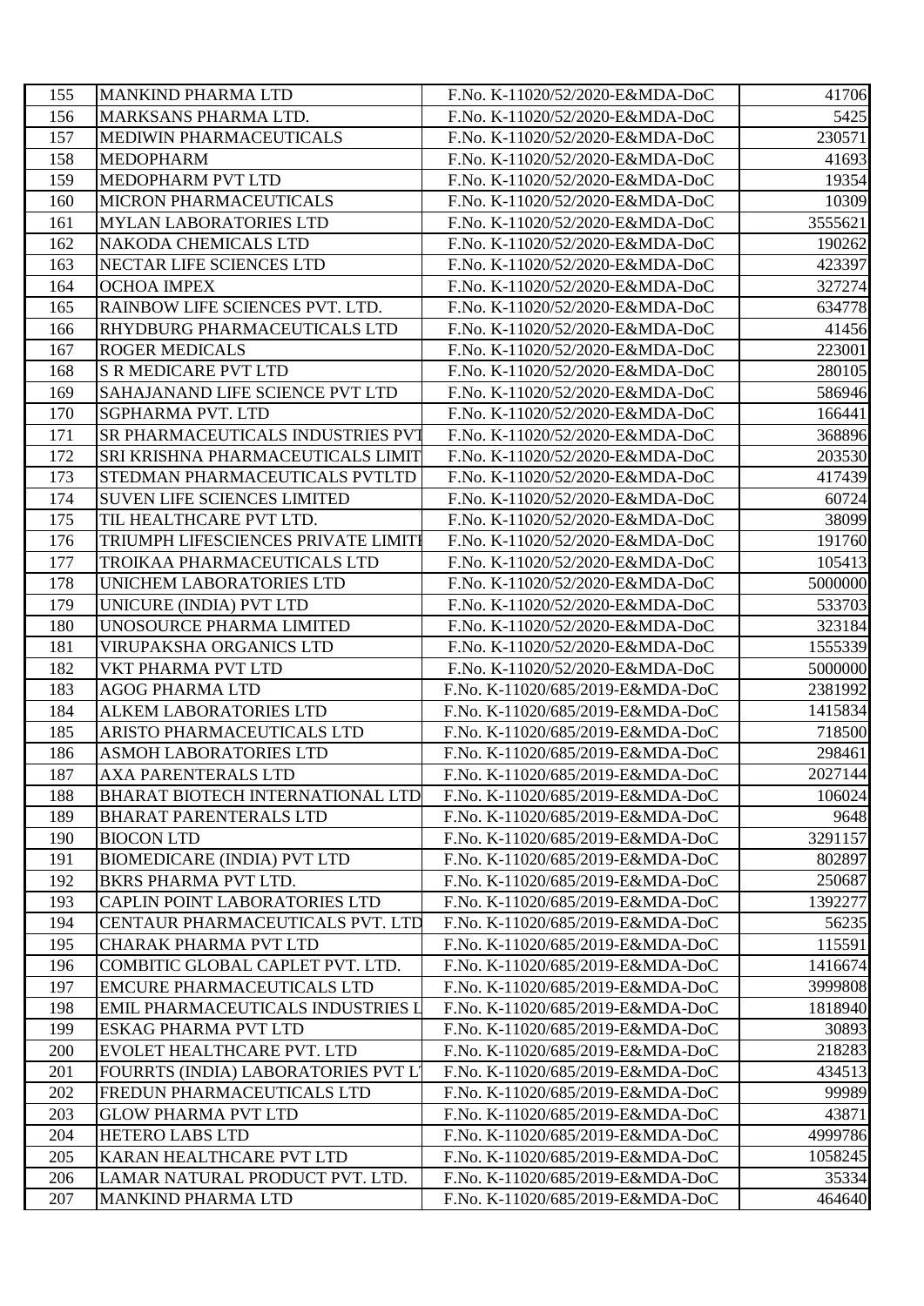| 155 | MANKIND PHARMA LTD | F.No. K-11020/52/2020-E&MDA-DoC | 41706 |
|---|---|---|---|
| 156 | MARKSANS PHARMA LTD. | F.No. K-11020/52/2020-E&MDA-DoC | 5425 |
| 157 | MEDIWIN PHARMACEUTICALS | F.No. K-11020/52/2020-E&MDA-DoC | 230571 |
| 158 | MEDOPHARM | F.No. K-11020/52/2020-E&MDA-DoC | 41693 |
| 159 | MEDOPHARM PVT LTD | F.No. K-11020/52/2020-E&MDA-DoC | 19354 |
| 160 | MICRON PHARMACEUTICALS | F.No. K-11020/52/2020-E&MDA-DoC | 10309 |
| 161 | MYLAN LABORATORIES LTD | F.No. K-11020/52/2020-E&MDA-DoC | 3555621 |
| 162 | NAKODA CHEMICALS LTD | F.No. K-11020/52/2020-E&MDA-DoC | 190262 |
| 163 | NECTAR LIFE SCIENCES LTD | F.No. K-11020/52/2020-E&MDA-DoC | 423397 |
| 164 | OCHOA IMPEX | F.No. K-11020/52/2020-E&MDA-DoC | 327274 |
| 165 | RAINBOW LIFE SCIENCES PVT. LTD. | F.No. K-11020/52/2020-E&MDA-DoC | 634778 |
| 166 | RHYDBURG PHARMACEUTICALS LTD | F.No. K-11020/52/2020-E&MDA-DoC | 41456 |
| 167 | ROGER MEDICALS | F.No. K-11020/52/2020-E&MDA-DoC | 223001 |
| 168 | S R MEDICARE PVT LTD | F.No. K-11020/52/2020-E&MDA-DoC | 280105 |
| 169 | SAHAJANAND LIFE SCIENCE PVT LTD | F.No. K-11020/52/2020-E&MDA-DoC | 586946 |
| 170 | SGPHARMA PVT. LTD | F.No. K-11020/52/2020-E&MDA-DoC | 166441 |
| 171 | SR PHARMACEUTICALS INDUSTRIES PVT | F.No. K-11020/52/2020-E&MDA-DoC | 368896 |
| 172 | SRI KRISHNA PHARMACEUTICALS LIMIT | F.No. K-11020/52/2020-E&MDA-DoC | 203530 |
| 173 | STEDMAN PHARMACEUTICALS PVTLTD | F.No. K-11020/52/2020-E&MDA-DoC | 417439 |
| 174 | SUVEN LIFE SCIENCES LIMITED | F.No. K-11020/52/2020-E&MDA-DoC | 60724 |
| 175 | TIL HEALTHCARE PVT LTD. | F.No. K-11020/52/2020-E&MDA-DoC | 38099 |
| 176 | TRIUMPH LIFESCIENCES PRIVATE LIMITE | F.No. K-11020/52/2020-E&MDA-DoC | 191760 |
| 177 | TROIKAA PHARMACEUTICALS LTD | F.No. K-11020/52/2020-E&MDA-DoC | 105413 |
| 178 | UNICHEM LABORATORIES LTD | F.No. K-11020/52/2020-E&MDA-DoC | 5000000 |
| 179 | UNICURE (INDIA) PVT LTD | F.No. K-11020/52/2020-E&MDA-DoC | 533703 |
| 180 | UNOSOURCE PHARMA LIMITED | F.No. K-11020/52/2020-E&MDA-DoC | 323184 |
| 181 | VIRUPAKSHA ORGANICS LTD | F.No. K-11020/52/2020-E&MDA-DoC | 1555339 |
| 182 | VKT PHARMA PVT LTD | F.No. K-11020/52/2020-E&MDA-DoC | 5000000 |
| 183 | AGOG PHARMA LTD | F.No. K-11020/685/2019-E&MDA-DoC | 2381992 |
| 184 | ALKEM LABORATORIES LTD | F.No. K-11020/685/2019-E&MDA-DoC | 1415834 |
| 185 | ARISTO PHARMACEUTICALS LTD | F.No. K-11020/685/2019-E&MDA-DoC | 718500 |
| 186 | ASMOH LABORATORIES LTD | F.No. K-11020/685/2019-E&MDA-DoC | 298461 |
| 187 | AXA PARENTERALS LTD | F.No. K-11020/685/2019-E&MDA-DoC | 2027144 |
| 188 | BHARAT BIOTECH INTERNATIONAL LTD | F.No. K-11020/685/2019-E&MDA-DoC | 106024 |
| 189 | BHARAT PARENTERALS LTD | F.No. K-11020/685/2019-E&MDA-DoC | 9648 |
| 190 | BIOCON LTD | F.No. K-11020/685/2019-E&MDA-DoC | 3291157 |
| 191 | BIOMEDICARE (INDIA) PVT LTD | F.No. K-11020/685/2019-E&MDA-DoC | 802897 |
| 192 | BKRS PHARMA PVT LTD. | F.No. K-11020/685/2019-E&MDA-DoC | 250687 |
| 193 | CAPLIN POINT LABORATORIES LTD | F.No. K-11020/685/2019-E&MDA-DoC | 1392277 |
| 194 | CENTAUR PHARMACEUTICALS PVT. LTD | F.No. K-11020/685/2019-E&MDA-DoC | 56235 |
| 195 | CHARAK PHARMA PVT LTD | F.No. K-11020/685/2019-E&MDA-DoC | 115591 |
| 196 | COMBITIC GLOBAL CAPLET PVT. LTD. | F.No. K-11020/685/2019-E&MDA-DoC | 1416674 |
| 197 | EMCURE PHARMACEUTICALS LTD | F.No. K-11020/685/2019-E&MDA-DoC | 3999808 |
| 198 | EMIL PHARMACEUTICALS INDUSTRIES L | F.No. K-11020/685/2019-E&MDA-DoC | 1818940 |
| 199 | ESKAG PHARMA PVT LTD | F.No. K-11020/685/2019-E&MDA-DoC | 30893 |
| 200 | EVOLET HEALTHCARE PVT. LTD | F.No. K-11020/685/2019-E&MDA-DoC | 218283 |
| 201 | FOURRTS (INDIA) LABORATORIES PVT L | F.No. K-11020/685/2019-E&MDA-DoC | 434513 |
| 202 | FREDUN PHARMACEUTICALS LTD | F.No. K-11020/685/2019-E&MDA-DoC | 99989 |
| 203 | GLOW PHARMA PVT LTD | F.No. K-11020/685/2019-E&MDA-DoC | 43871 |
| 204 | HETERO LABS LTD | F.No. K-11020/685/2019-E&MDA-DoC | 4999786 |
| 205 | KARAN HEALTHCARE PVT LTD | F.No. K-11020/685/2019-E&MDA-DoC | 1058245 |
| 206 | LAMAR NATURAL PRODUCT PVT. LTD. | F.No. K-11020/685/2019-E&MDA-DoC | 35334 |
| 207 | MANKIND PHARMA LTD | F.No. K-11020/685/2019-E&MDA-DoC | 464640 |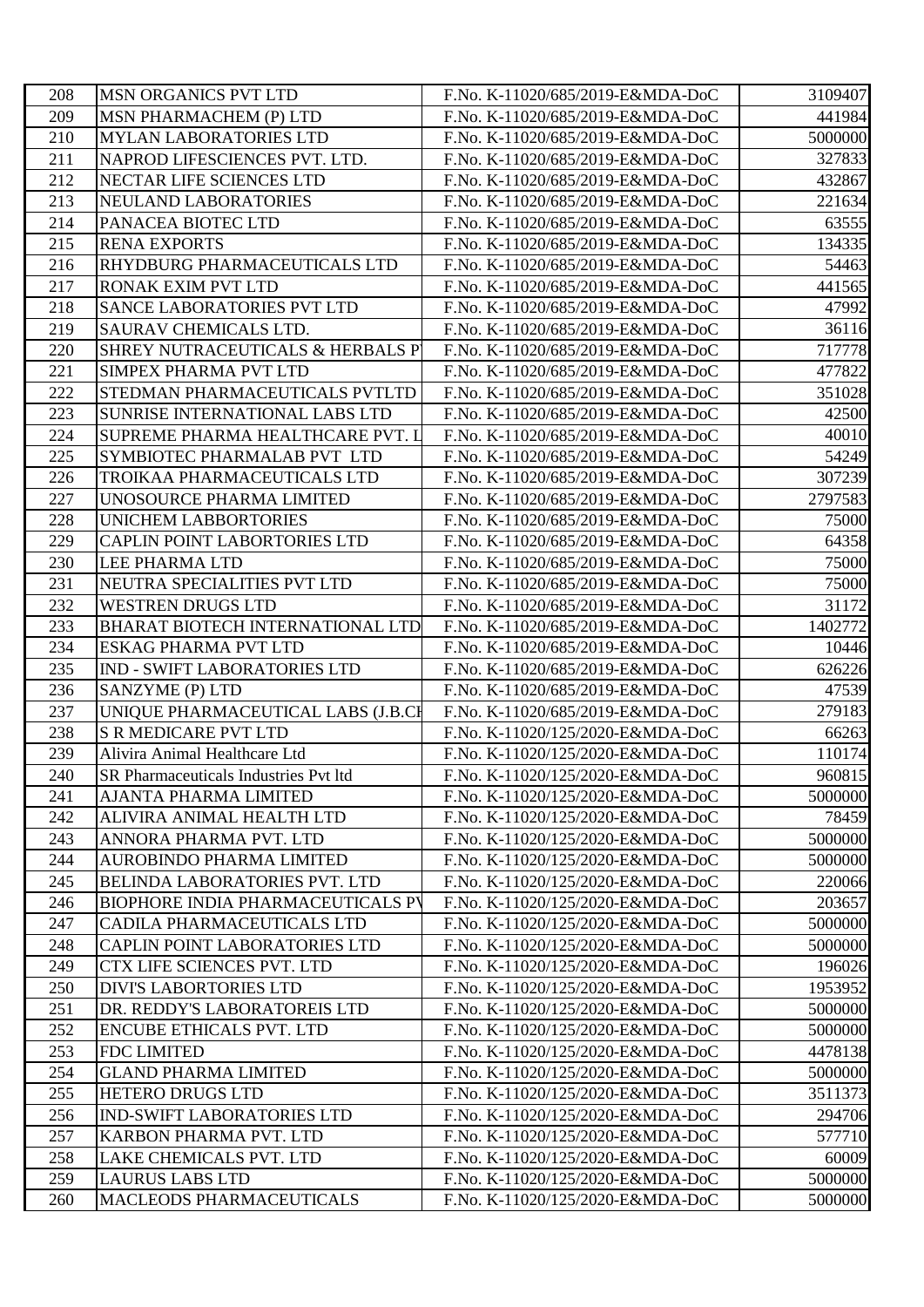| 208 | MSN ORGANICS PVT LTD | F.No. K-11020/685/2019-E&MDA-DoC | 3109407 |
|---|---|---|---|
| 209 | MSN PHARMACHEM (P) LTD | F.No. K-11020/685/2019-E&MDA-DoC | 441984 |
| 210 | MYLAN LABORATORIES LTD | F.No. K-11020/685/2019-E&MDA-DoC | 5000000 |
| 211 | NAPROD LIFESCIENCES PVT. LTD. | F.No. K-11020/685/2019-E&MDA-DoC | 327833 |
| 212 | NECTAR LIFE SCIENCES LTD | F.No. K-11020/685/2019-E&MDA-DoC | 432867 |
| 213 | NEULAND LABORATORIES | F.No. K-11020/685/2019-E&MDA-DoC | 221634 |
| 214 | PANACEA BIOTEC LTD | F.No. K-11020/685/2019-E&MDA-DoC | 63555 |
| 215 | RENA EXPORTS | F.No. K-11020/685/2019-E&MDA-DoC | 134335 |
| 216 | RHYDBURG PHARMACEUTICALS LTD | F.No. K-11020/685/2019-E&MDA-DoC | 54463 |
| 217 | RONAK EXIM PVT LTD | F.No. K-11020/685/2019-E&MDA-DoC | 441565 |
| 218 | SANCE LABORATORIES PVT LTD | F.No. K-11020/685/2019-E&MDA-DoC | 47992 |
| 219 | SAURAV CHEMICALS LTD. | F.No. K-11020/685/2019-E&MDA-DoC | 36116 |
| 220 | SHREY NUTRACEUTICALS & HERBALS P | F.No. K-11020/685/2019-E&MDA-DoC | 717778 |
| 221 | SIMPEX PHARMA PVT LTD | F.No. K-11020/685/2019-E&MDA-DoC | 477822 |
| 222 | STEDMAN PHARMACEUTICALS PVTLTD | F.No. K-11020/685/2019-E&MDA-DoC | 351028 |
| 223 | SUNRISE INTERNATIONAL LABS LTD | F.No. K-11020/685/2019-E&MDA-DoC | 42500 |
| 224 | SUPREME PHARMA HEALTHCARE PVT. L | F.No. K-11020/685/2019-E&MDA-DoC | 40010 |
| 225 | SYMBIOTEC PHARMALAB PVT LTD | F.No. K-11020/685/2019-E&MDA-DoC | 54249 |
| 226 | TROIKAA PHARMACEUTICALS LTD | F.No. K-11020/685/2019-E&MDA-DoC | 307239 |
| 227 | UNOSOURCE PHARMA LIMITED | F.No. K-11020/685/2019-E&MDA-DoC | 2797583 |
| 228 | UNICHEM LABBORTORIES | F.No. K-11020/685/2019-E&MDA-DoC | 75000 |
| 229 | CAPLIN POINT LABORTORIES LTD | F.No. K-11020/685/2019-E&MDA-DoC | 64358 |
| 230 | LEE PHARMA LTD | F.No. K-11020/685/2019-E&MDA-DoC | 75000 |
| 231 | NEUTRA SPECIALITIES PVT LTD | F.No. K-11020/685/2019-E&MDA-DoC | 75000 |
| 232 | WESTREN DRUGS LTD | F.No. K-11020/685/2019-E&MDA-DoC | 31172 |
| 233 | BHARAT BIOTECH INTERNATIONAL LTD | F.No. K-11020/685/2019-E&MDA-DoC | 1402772 |
| 234 | ESKAG PHARMA PVT LTD | F.No. K-11020/685/2019-E&MDA-DoC | 10446 |
| 235 | IND - SWIFT LABORATORIES LTD | F.No. K-11020/685/2019-E&MDA-DoC | 626226 |
| 236 | SANZYME (P) LTD | F.No. K-11020/685/2019-E&MDA-DoC | 47539 |
| 237 | UNIQUE PHARMACEUTICAL LABS (J.B.CH | F.No. K-11020/685/2019-E&MDA-DoC | 279183 |
| 238 | S R MEDICARE PVT LTD | F.No. K-11020/125/2020-E&MDA-DoC | 66263 |
| 239 | Alivira Animal Healthcare Ltd | F.No. K-11020/125/2020-E&MDA-DoC | 110174 |
| 240 | SR Pharmaceuticals Industries Pvt ltd | F.No. K-11020/125/2020-E&MDA-DoC | 960815 |
| 241 | AJANTA PHARMA LIMITED | F.No. K-11020/125/2020-E&MDA-DoC | 5000000 |
| 242 | ALIVIRA ANIMAL HEALTH LTD | F.No. K-11020/125/2020-E&MDA-DoC | 78459 |
| 243 | ANNORA PHARMA PVT. LTD | F.No. K-11020/125/2020-E&MDA-DoC | 5000000 |
| 244 | AUROBINDO PHARMA LIMITED | F.No. K-11020/125/2020-E&MDA-DoC | 5000000 |
| 245 | BELINDA LABORATORIES PVT. LTD | F.No. K-11020/125/2020-E&MDA-DoC | 220066 |
| 246 | BIOPHORE INDIA PHARMACEUTICALS PV | F.No. K-11020/125/2020-E&MDA-DoC | 203657 |
| 247 | CADILA PHARMACEUTICALS LTD | F.No. K-11020/125/2020-E&MDA-DoC | 5000000 |
| 248 | CAPLIN POINT LABORATORIES LTD | F.No. K-11020/125/2020-E&MDA-DoC | 5000000 |
| 249 | CTX LIFE SCIENCES PVT. LTD | F.No. K-11020/125/2020-E&MDA-DoC | 196026 |
| 250 | DIVI'S LABORTORIES LTD | F.No. K-11020/125/2020-E&MDA-DoC | 1953952 |
| 251 | DR. REDDY'S LABORATOREIS LTD | F.No. K-11020/125/2020-E&MDA-DoC | 5000000 |
| 252 | ENCUBE ETHICALS PVT. LTD | F.No. K-11020/125/2020-E&MDA-DoC | 5000000 |
| 253 | FDC LIMITED | F.No. K-11020/125/2020-E&MDA-DoC | 4478138 |
| 254 | GLAND PHARMA LIMITED | F.No. K-11020/125/2020-E&MDA-DoC | 5000000 |
| 255 | HETERO DRUGS LTD | F.No. K-11020/125/2020-E&MDA-DoC | 3511373 |
| 256 | IND-SWIFT LABORATORIES LTD | F.No. K-11020/125/2020-E&MDA-DoC | 294706 |
| 257 | KARBON PHARMA PVT. LTD | F.No. K-11020/125/2020-E&MDA-DoC | 577710 |
| 258 | LAKE CHEMICALS PVT. LTD | F.No. K-11020/125/2020-E&MDA-DoC | 60009 |
| 259 | LAURUS LABS LTD | F.No. K-11020/125/2020-E&MDA-DoC | 5000000 |
| 260 | MACLEODS PHARMACEUTICALS | F.No. K-11020/125/2020-E&MDA-DoC | 5000000 |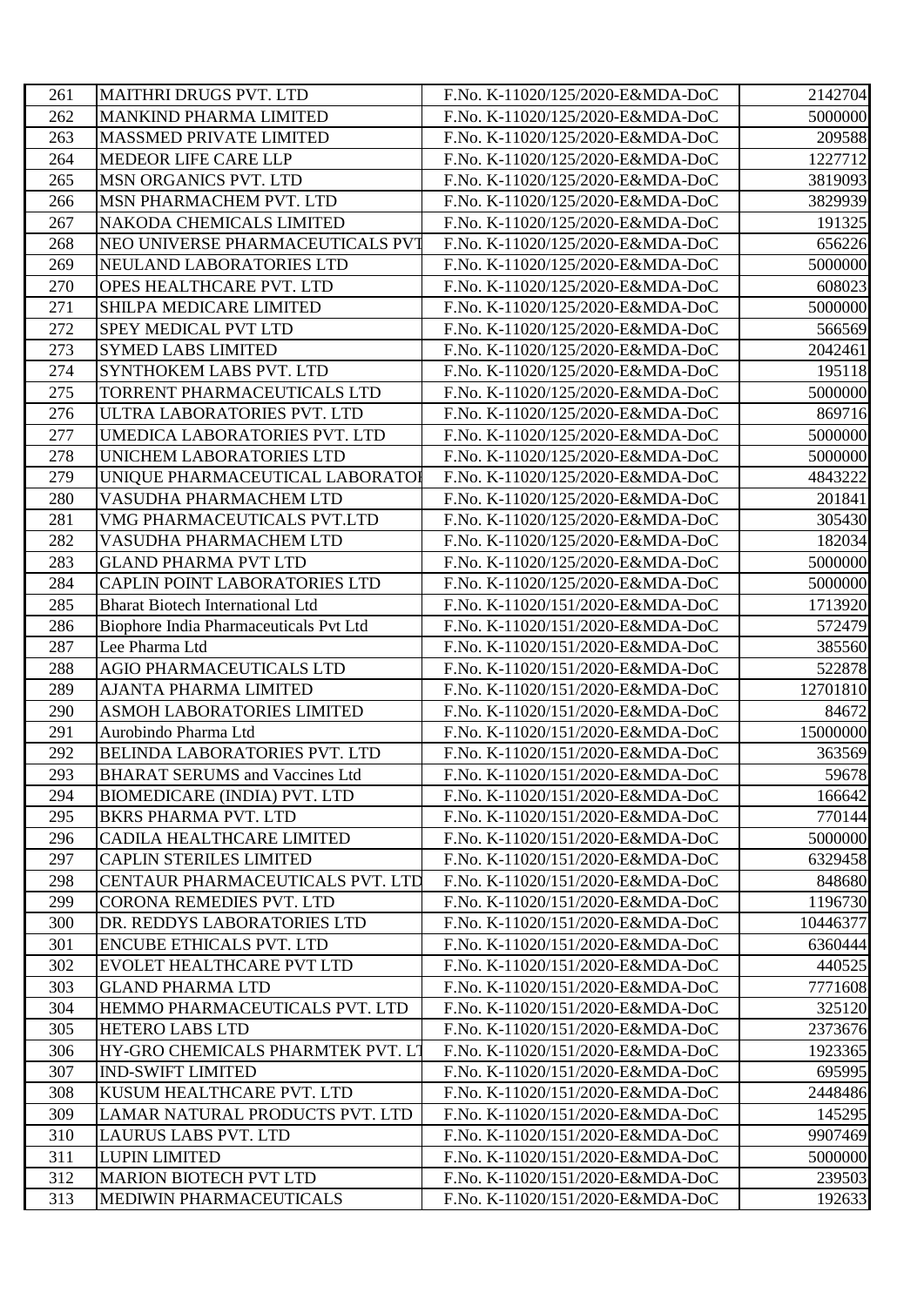| 261 | MAITHRI DRUGS PVT. LTD | F.No. K-11020/125/2020-E&MDA-DoC | 2142704 |
|---|---|---|---|
| 262 | MANKIND PHARMA LIMITED | F.No. K-11020/125/2020-E&MDA-DoC | 5000000 |
| 263 | MASSMED PRIVATE LIMITED | F.No. K-11020/125/2020-E&MDA-DoC | 209588 |
| 264 | MEDEOR LIFE CARE LLP | F.No. K-11020/125/2020-E&MDA-DoC | 1227712 |
| 265 | MSN ORGANICS PVT. LTD | F.No. K-11020/125/2020-E&MDA-DoC | 3819093 |
| 266 | MSN PHARMACHEM PVT. LTD | F.No. K-11020/125/2020-E&MDA-DoC | 3829939 |
| 267 | NAKODA CHEMICALS LIMITED | F.No. K-11020/125/2020-E&MDA-DoC | 191325 |
| 268 | NEO UNIVERSE PHARMACEUTICALS PVT | F.No. K-11020/125/2020-E&MDA-DoC | 656226 |
| 269 | NEULAND LABORATORIES LTD | F.No. K-11020/125/2020-E&MDA-DoC | 5000000 |
| 270 | OPES HEALTHCARE PVT. LTD | F.No. K-11020/125/2020-E&MDA-DoC | 608023 |
| 271 | SHILPA MEDICARE LIMITED | F.No. K-11020/125/2020-E&MDA-DoC | 5000000 |
| 272 | SPEY MEDICAL PVT LTD | F.No. K-11020/125/2020-E&MDA-DoC | 566569 |
| 273 | SYMED LABS LIMITED | F.No. K-11020/125/2020-E&MDA-DoC | 2042461 |
| 274 | SYNTHOKEM LABS PVT. LTD | F.No. K-11020/125/2020-E&MDA-DoC | 195118 |
| 275 | TORRENT PHARMACEUTICALS LTD | F.No. K-11020/125/2020-E&MDA-DoC | 5000000 |
| 276 | ULTRA LABORATORIES PVT. LTD | F.No. K-11020/125/2020-E&MDA-DoC | 869716 |
| 277 | UMEDICA LABORATORIES PVT. LTD | F.No. K-11020/125/2020-E&MDA-DoC | 5000000 |
| 278 | UNICHEM LABORATORIES LTD | F.No. K-11020/125/2020-E&MDA-DoC | 5000000 |
| 279 | UNIQUE PHARMACEUTICAL LABORATOI | F.No. K-11020/125/2020-E&MDA-DoC | 4843222 |
| 280 | VASUDHA PHARMACHEM LTD | F.No. K-11020/125/2020-E&MDA-DoC | 201841 |
| 281 | VMG PHARMACEUTICALS PVT.LTD | F.No. K-11020/125/2020-E&MDA-DoC | 305430 |
| 282 | VASUDHA PHARMACHEM LTD | F.No. K-11020/125/2020-E&MDA-DoC | 182034 |
| 283 | GLAND PHARMA PVT LTD | F.No. K-11020/125/2020-E&MDA-DoC | 5000000 |
| 284 | CAPLIN POINT LABORATORIES LTD | F.No. K-11020/125/2020-E&MDA-DoC | 5000000 |
| 285 | Bharat Biotech International Ltd | F.No. K-11020/151/2020-E&MDA-DoC | 1713920 |
| 286 | Biophore India Pharmaceuticals Pvt Ltd | F.No. K-11020/151/2020-E&MDA-DoC | 572479 |
| 287 | Lee Pharma Ltd | F.No. K-11020/151/2020-E&MDA-DoC | 385560 |
| 288 | AGIO PHARMACEUTICALS LTD | F.No. K-11020/151/2020-E&MDA-DoC | 522878 |
| 289 | AJANTA PHARMA LIMITED | F.No. K-11020/151/2020-E&MDA-DoC | 12701810 |
| 290 | ASMOH LABORATORIES LIMITED | F.No. K-11020/151/2020-E&MDA-DoC | 84672 |
| 291 | Aurobindo Pharma Ltd | F.No. K-11020/151/2020-E&MDA-DoC | 15000000 |
| 292 | BELINDA LABORATORIES PVT. LTD | F.No. K-11020/151/2020-E&MDA-DoC | 363569 |
| 293 | BHARAT SERUMS and Vaccines Ltd | F.No. K-11020/151/2020-E&MDA-DoC | 59678 |
| 294 | BIOMEDICARE (INDIA) PVT. LTD | F.No. K-11020/151/2020-E&MDA-DoC | 166642 |
| 295 | BKRS PHARMA PVT. LTD | F.No. K-11020/151/2020-E&MDA-DoC | 770144 |
| 296 | CADILA HEALTHCARE LIMITED | F.No. K-11020/151/2020-E&MDA-DoC | 5000000 |
| 297 | CAPLIN STERILES LIMITED | F.No. K-11020/151/2020-E&MDA-DoC | 6329458 |
| 298 | CENTAUR PHARMACEUTICALS PVT. LTD | F.No. K-11020/151/2020-E&MDA-DoC | 848680 |
| 299 | CORONA REMEDIES PVT. LTD | F.No. K-11020/151/2020-E&MDA-DoC | 1196730 |
| 300 | DR. REDDYS LABORATORIES LTD | F.No. K-11020/151/2020-E&MDA-DoC | 10446377 |
| 301 | ENCUBE ETHICALS PVT. LTD | F.No. K-11020/151/2020-E&MDA-DoC | 6360444 |
| 302 | EVOLET HEALTHCARE PVT LTD | F.No. K-11020/151/2020-E&MDA-DoC | 440525 |
| 303 | GLAND PHARMA LTD | F.No. K-11020/151/2020-E&MDA-DoC | 7771608 |
| 304 | HEMMO PHARMACEUTICALS PVT. LTD | F.No. K-11020/151/2020-E&MDA-DoC | 325120 |
| 305 | HETERO LABS LTD | F.No. K-11020/151/2020-E&MDA-DoC | 2373676 |
| 306 | HY-GRO CHEMICALS PHARMTEK PVT. LT | F.No. K-11020/151/2020-E&MDA-DoC | 1923365 |
| 307 | IND-SWIFT LIMITED | F.No. K-11020/151/2020-E&MDA-DoC | 695995 |
| 308 | KUSUM HEALTHCARE PVT. LTD | F.No. K-11020/151/2020-E&MDA-DoC | 2448486 |
| 309 | LAMAR NATURAL PRODUCTS PVT. LTD | F.No. K-11020/151/2020-E&MDA-DoC | 145295 |
| 310 | LAURUS LABS PVT. LTD | F.No. K-11020/151/2020-E&MDA-DoC | 9907469 |
| 311 | LUPIN LIMITED | F.No. K-11020/151/2020-E&MDA-DoC | 5000000 |
| 312 | MARION BIOTECH PVT LTD | F.No. K-11020/151/2020-E&MDA-DoC | 239503 |
| 313 | MEDIWIN PHARMACEUTICALS | F.No. K-11020/151/2020-E&MDA-DoC | 192633 |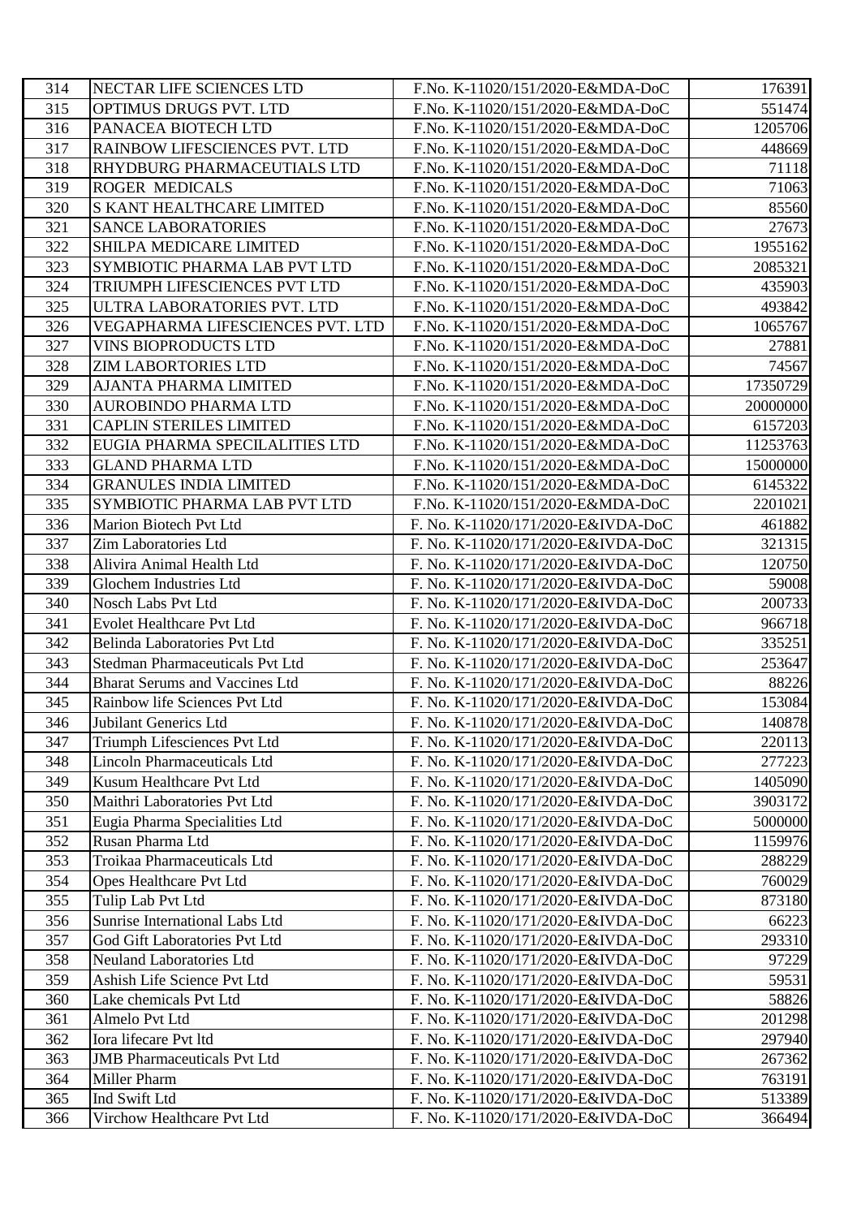| 314 | NECTAR LIFE SCIENCES LTD | F.No. K-11020/151/2020-E&MDA-DoC | 176391 |
|---|---|---|---|
| 315 | OPTIMUS DRUGS PVT. LTD | F.No. K-11020/151/2020-E&MDA-DoC | 551474 |
| 316 | PANACEA BIOTECH LTD | F.No. K-11020/151/2020-E&MDA-DoC | 1205706 |
| 317 | RAINBOW LIFESCIENCES PVT. LTD | F.No. K-11020/151/2020-E&MDA-DoC | 448669 |
| 318 | RHYDBURG PHARMACEUTIALS LTD | F.No. K-11020/151/2020-E&MDA-DoC | 71118 |
| 319 | ROGER MEDICALS | F.No. K-11020/151/2020-E&MDA-DoC | 71063 |
| 320 | S KANT HEALTHCARE LIMITED | F.No. K-11020/151/2020-E&MDA-DoC | 85560 |
| 321 | SANCE LABORATORIES | F.No. K-11020/151/2020-E&MDA-DoC | 27673 |
| 322 | SHILPA MEDICARE LIMITED | F.No. K-11020/151/2020-E&MDA-DoC | 1955162 |
| 323 | SYMBIOTIC PHARMA LAB PVT LTD | F.No. K-11020/151/2020-E&MDA-DoC | 2085321 |
| 324 | TRIUMPH LIFESCIENCES PVT LTD | F.No. K-11020/151/2020-E&MDA-DoC | 435903 |
| 325 | ULTRA LABORATORIES PVT. LTD | F.No. K-11020/151/2020-E&MDA-DoC | 493842 |
| 326 | VEGAPHARMA LIFESCIENCES PVT. LTD | F.No. K-11020/151/2020-E&MDA-DoC | 1065767 |
| 327 | VINS BIOPRODUCTS LTD | F.No. K-11020/151/2020-E&MDA-DoC | 27881 |
| 328 | ZIM LABORTORIES LTD | F.No. K-11020/151/2020-E&MDA-DoC | 74567 |
| 329 | AJANTA PHARMA LIMITED | F.No. K-11020/151/2020-E&MDA-DoC | 17350729 |
| 330 | AUROBINDO PHARMA LTD | F.No. K-11020/151/2020-E&MDA-DoC | 20000000 |
| 331 | CAPLIN STERILES LIMITED | F.No. K-11020/151/2020-E&MDA-DoC | 6157203 |
| 332 | EUGIA PHARMA SPECILALITIES LTD | F.No. K-11020/151/2020-E&MDA-DoC | 11253763 |
| 333 | GLAND PHARMA LTD | F.No. K-11020/151/2020-E&MDA-DoC | 15000000 |
| 334 | GRANULES INDIA LIMITED | F.No. K-11020/151/2020-E&MDA-DoC | 6145322 |
| 335 | SYMBIOTIC PHARMA LAB PVT LTD | F.No. K-11020/151/2020-E&MDA-DoC | 2201021 |
| 336 | Marion Biotech Pvt Ltd | F. No. K-11020/171/2020-E&IVDA-DoC | 461882 |
| 337 | Zim Laboratories Ltd | F. No. K-11020/171/2020-E&IVDA-DoC | 321315 |
| 338 | Alivira Animal Health Ltd | F. No. K-11020/171/2020-E&IVDA-DoC | 120750 |
| 339 | Glochem Industries Ltd | F. No. K-11020/171/2020-E&IVDA-DoC | 59008 |
| 340 | Nosch Labs Pvt Ltd | F. No. K-11020/171/2020-E&IVDA-DoC | 200733 |
| 341 | Evolet Healthcare Pvt Ltd | F. No. K-11020/171/2020-E&IVDA-DoC | 966718 |
| 342 | Belinda Laboratories Pvt Ltd | F. No. K-11020/171/2020-E&IVDA-DoC | 335251 |
| 343 | Stedman Pharmaceuticals Pvt Ltd | F. No. K-11020/171/2020-E&IVDA-DoC | 253647 |
| 344 | Bharat Serums and Vaccines Ltd | F. No. K-11020/171/2020-E&IVDA-DoC | 88226 |
| 345 | Rainbow life Sciences Pvt Ltd | F. No. K-11020/171/2020-E&IVDA-DoC | 153084 |
| 346 | Jubilant Generics Ltd | F. No. K-11020/171/2020-E&IVDA-DoC | 140878 |
| 347 | Triumph Lifesciences Pvt Ltd | F. No. K-11020/171/2020-E&IVDA-DoC | 220113 |
| 348 | Lincoln Pharmaceuticals Ltd | F. No. K-11020/171/2020-E&IVDA-DoC | 277223 |
| 349 | Kusum Healthcare Pvt Ltd | F. No. K-11020/171/2020-E&IVDA-DoC | 1405090 |
| 350 | Maithri Laboratories Pvt Ltd | F. No. K-11020/171/2020-E&IVDA-DoC | 3903172 |
| 351 | Eugia Pharma Specialities Ltd | F. No. K-11020/171/2020-E&IVDA-DoC | 5000000 |
| 352 | Rusan Pharma Ltd | F. No. K-11020/171/2020-E&IVDA-DoC | 1159976 |
| 353 | Troikaa Pharmaceuticals Ltd | F. No. K-11020/171/2020-E&IVDA-DoC | 288229 |
| 354 | Opes Healthcare Pvt Ltd | F. No. K-11020/171/2020-E&IVDA-DoC | 760029 |
| 355 | Tulip Lab Pvt Ltd | F. No. K-11020/171/2020-E&IVDA-DoC | 873180 |
| 356 | Sunrise International Labs Ltd | F. No. K-11020/171/2020-E&IVDA-DoC | 66223 |
| 357 | God Gift Laboratories Pvt Ltd | F. No. K-11020/171/2020-E&IVDA-DoC | 293310 |
| 358 | Neuland Laboratories Ltd | F. No. K-11020/171/2020-E&IVDA-DoC | 97229 |
| 359 | Ashish Life Science Pvt Ltd | F. No. K-11020/171/2020-E&IVDA-DoC | 59531 |
| 360 | Lake chemicals Pvt Ltd | F. No. K-11020/171/2020-E&IVDA-DoC | 58826 |
| 361 | Almelo Pvt Ltd | F. No. K-11020/171/2020-E&IVDA-DoC | 201298 |
| 362 | Iora lifecare Pvt ltd | F. No. K-11020/171/2020-E&IVDA-DoC | 297940 |
| 363 | JMB Pharmaceuticals Pvt Ltd | F. No. K-11020/171/2020-E&IVDA-DoC | 267362 |
| 364 | Miller Pharm | F. No. K-11020/171/2020-E&IVDA-DoC | 763191 |
| 365 | Ind Swift Ltd | F. No. K-11020/171/2020-E&IVDA-DoC | 513389 |
| 366 | Virchow Healthcare Pvt Ltd | F. No. K-11020/171/2020-E&IVDA-DoC | 366494 |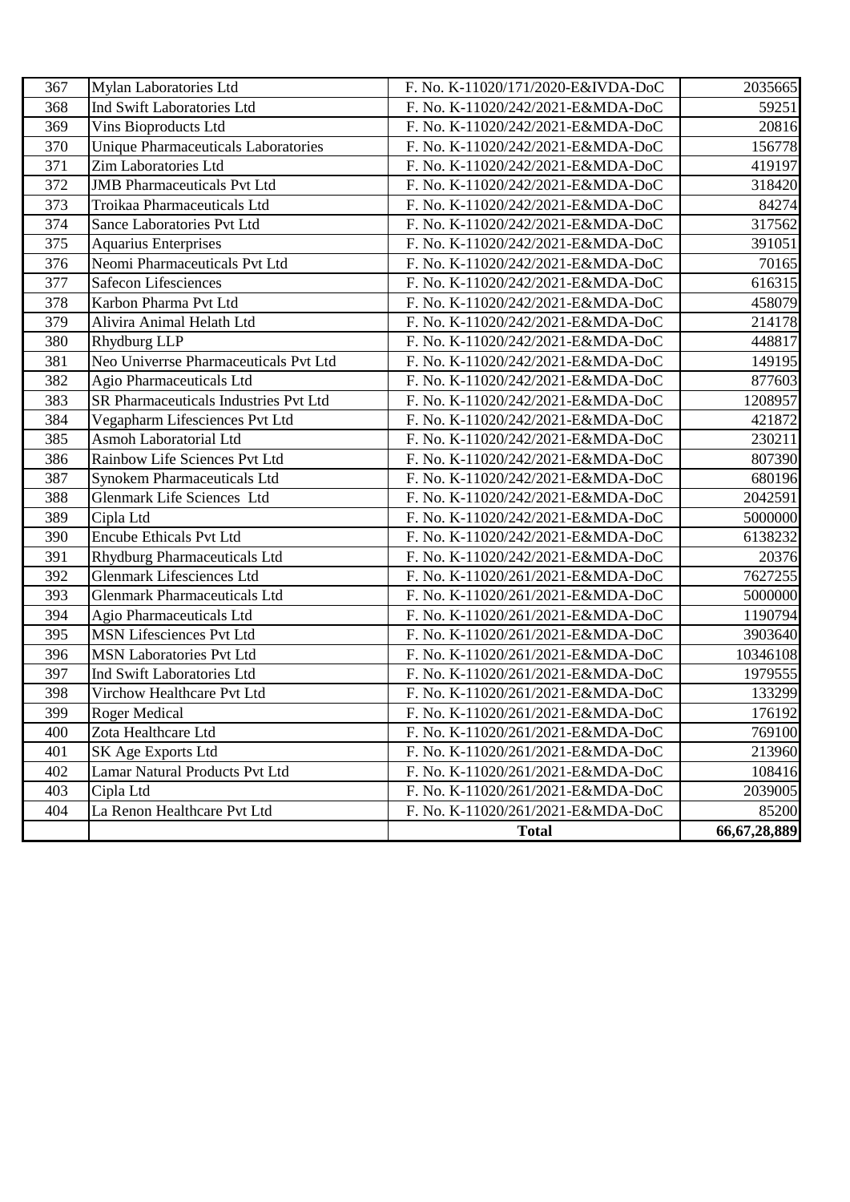| | | | |
|---|---|---|---|
| 367 | Mylan Laboratories Ltd | F. No. K-11020/171/2020-E&IVDA-DoC | 2035665 |
| 368 | Ind Swift Laboratories Ltd | F. No. K-11020/242/2021-E&MDA-DoC | 59251 |
| 369 | Vins Bioproducts Ltd | F. No. K-11020/242/2021-E&MDA-DoC | 20816 |
| 370 | Unique Pharmaceuticals Laboratories | F. No. K-11020/242/2021-E&MDA-DoC | 156778 |
| 371 | Zim Laboratories Ltd | F. No. K-11020/242/2021-E&MDA-DoC | 419197 |
| 372 | JMB Pharmaceuticals Pvt Ltd | F. No. K-11020/242/2021-E&MDA-DoC | 318420 |
| 373 | Troikaa Pharmaceuticals Ltd | F. No. K-11020/242/2021-E&MDA-DoC | 84274 |
| 374 | Sance Laboratories Pvt Ltd | F. No. K-11020/242/2021-E&MDA-DoC | 317562 |
| 375 | Aquarius Enterprises | F. No. K-11020/242/2021-E&MDA-DoC | 391051 |
| 376 | Neomi Pharmaceuticals Pvt Ltd | F. No. K-11020/242/2021-E&MDA-DoC | 70165 |
| 377 | Safecon Lifesciences | F. No. K-11020/242/2021-E&MDA-DoC | 616315 |
| 378 | Karbon Pharma Pvt Ltd | F. No. K-11020/242/2021-E&MDA-DoC | 458079 |
| 379 | Alivira Animal Helath Ltd | F. No. K-11020/242/2021-E&MDA-DoC | 214178 |
| 380 | Rhydburg LLP | F. No. K-11020/242/2021-E&MDA-DoC | 448817 |
| 381 | Neo Univerrse Pharmaceuticals Pvt Ltd | F. No. K-11020/242/2021-E&MDA-DoC | 149195 |
| 382 | Agio Pharmaceuticals Ltd | F. No. K-11020/242/2021-E&MDA-DoC | 877603 |
| 383 | SR Pharmaceuticals Industries Pvt Ltd | F. No. K-11020/242/2021-E&MDA-DoC | 1208957 |
| 384 | Vegapharm Lifesciences Pvt Ltd | F. No. K-11020/242/2021-E&MDA-DoC | 421872 |
| 385 | Asmoh Laboratorial Ltd | F. No. K-11020/242/2021-E&MDA-DoC | 230211 |
| 386 | Rainbow Life Sciences Pvt Ltd | F. No. K-11020/242/2021-E&MDA-DoC | 807390 |
| 387 | Synokem Pharmaceuticals Ltd | F. No. K-11020/242/2021-E&MDA-DoC | 680196 |
| 388 | Glenmark Life Sciences Ltd | F. No. K-11020/242/2021-E&MDA-DoC | 2042591 |
| 389 | Cipla Ltd | F. No. K-11020/242/2021-E&MDA-DoC | 5000000 |
| 390 | Encube Ethicals Pvt Ltd | F. No. K-11020/242/2021-E&MDA-DoC | 6138232 |
| 391 | Rhydburg Pharmaceuticals Ltd | F. No. K-11020/242/2021-E&MDA-DoC | 20376 |
| 392 | Glenmark Lifesciences Ltd | F. No. K-11020/261/2021-E&MDA-DoC | 7627255 |
| 393 | Glenmark Pharmaceuticals Ltd | F. No. K-11020/261/2021-E&MDA-DoC | 5000000 |
| 394 | Agio Pharmaceuticals Ltd | F. No. K-11020/261/2021-E&MDA-DoC | 1190794 |
| 395 | MSN Lifesciences Pvt Ltd | F. No. K-11020/261/2021-E&MDA-DoC | 3903640 |
| 396 | MSN Laboratories Pvt Ltd | F. No. K-11020/261/2021-E&MDA-DoC | 10346108 |
| 397 | Ind Swift Laboratories Ltd | F. No. K-11020/261/2021-E&MDA-DoC | 1979555 |
| 398 | Virchow Healthcare Pvt Ltd | F. No. K-11020/261/2021-E&MDA-DoC | 133299 |
| 399 | Roger Medical | F. No. K-11020/261/2021-E&MDA-DoC | 176192 |
| 400 | Zota Healthcare Ltd | F. No. K-11020/261/2021-E&MDA-DoC | 769100 |
| 401 | SK Age Exports Ltd | F. No. K-11020/261/2021-E&MDA-DoC | 213960 |
| 402 | Lamar Natural Products Pvt Ltd | F. No. K-11020/261/2021-E&MDA-DoC | 108416 |
| 403 | Cipla Ltd | F. No. K-11020/261/2021-E&MDA-DoC | 2039005 |
| 404 | La Renon Healthcare Pvt Ltd | F. No. K-11020/261/2021-E&MDA-DoC | 85200 |
| | | **Total** | **66,67,28,889** |